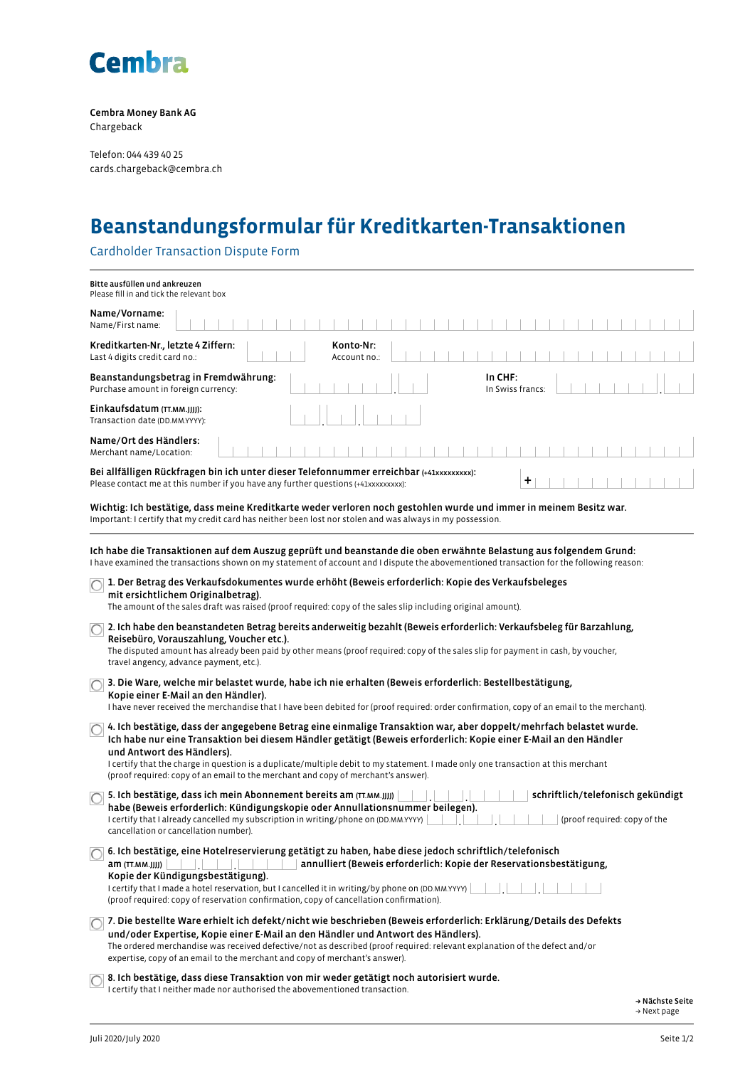Cembra

**Cembra Money Bank AG**
Chargeback

Telefon: 044 439 40 25
cards.chargeback@cembra.ch

# Beanstandungsformular für Kreditkarten-Transaktionen

## Cardholder Transaction Dispute Form

**Bitte ausfüllen und ankreuzen**
Please fill in and tick the relevant box

**Name/Vorname:**
Name/First name:

**Kreditkarten-Nr., letzte 4 Ziffern:**
Last 4 digits credit card no.:

**Konto-Nr:**
Account no.:

**Beanstandungsbetrag in Fremdwährung:**
Purchase amount in foreign currency:

**In CHF:**
In Swiss francs:

**Einkaufsdatum** (TT.MM.JJJJ):
Transaction date (DD.MM.YYYY):

**Name/Ort des Händlers:**
Merchant name/Location:

**Bei allfälligen Rückfragen bin ich unter dieser Telefonnummer erreichbar** (+41xxxxxxxxx):
Please contact me at this number if you have any further questions (+41xxxxxxxxx): +

**Wichtig: Ich bestätige, dass meine Kreditkarte weder verloren noch gestohlen wurde und immer in meinem Besitz war.**
Important: I certify that my credit card has neither been lost nor stolen and was always in my possession.

**Ich habe die Transaktionen auf dem Auszug geprüft und beanstande die oben erwähnte Belastung aus folgendem Grund:**
I have examined the transactions shown on my statement of account and I dispute the abovementioned transaction for the following reason:

- ☐ **1. Der Betrag des Verkaufsdokumentes wurde erhöht (Beweis erforderlich: Kopie des Verkaufsbeleges mit ersichtlichem Originalbetrag).**
  The amount of the sales draft was raised (proof required: copy of the sales slip including original amount).

- ☐ **2. Ich habe den beanstandeten Betrag bereits anderweitig bezahlt (Beweis erforderlich: Verkaufsbeleg für Barzahlung, Reisebüro, Vorauszahlung, Voucher etc.).**
  The disputed amount has already been paid by other means (proof required: copy of the sales slip for payment in cash, by voucher, travel agency, advance payment, etc.).

- ☐ **3. Die Ware, welche mir belastet wurde, habe ich nie erhalten (Beweis erforderlich: Bestellbestätigung, Kopie einer E-Mail an den Händler).**
  I have never received the merchandise that I have been debited for (proof required: order confirmation, copy of an email to the merchant).

- ☐ **4. Ich bestätige, dass der angegebene Betrag eine einmalige Transaktion war, aber doppelt/mehrfach belastet wurde. Ich habe nur eine Transaktion bei diesem Händler getätigt (Beweis erforderlich: Kopie einer E-Mail an den Händler und Antwort des Händlers).**
  I certify that the charge in question is a duplicate/multiple debit to my statement. I made only one transaction at this merchant (proof required: copy of an email to the merchant and copy of merchant's answer).

- ☐ **5. Ich bestätige, dass ich mein Abonnement bereits am** (TT.MM.JJJJ) \_\_.\_\_.\_\_\_\_ **schriftlich/telefonisch gekündigt habe (Beweis erforderlich: Kündigungskopie oder Annullationsnummer beilegen).**
  I certify that I already cancelled my subscription in writing/phone on (DD.MM.YYYY) \_\_.\_\_.\_\_\_\_ (proof required: copy of the cancellation or cancellation number).

- ☐ **6. Ich bestätige, eine Hotelreservierung getätigt zu haben, habe diese jedoch schriftlich/telefonisch am** (TT.MM.JJJJ) \_\_.\_\_.\_\_\_\_ **annulliert (Beweis erforderlich: Kopie der Reservationsbestätigung, Kopie der Kündigungsbestätigung).**
  I certify that I made a hotel reservation, but I cancelled it in writing/by phone on (DD.MM.YYYY) \_\_.\_\_.\_\_\_\_ (proof required: copy of reservation confirmation, copy of cancellation confirmation).

- ☐ **7. Die bestellte Ware erhielt ich defekt/nicht wie beschrieben (Beweis erforderlich: Erklärung/Details des Defekts und/oder Expertise, Kopie einer E-Mail an den Händler und Antwort des Händlers).**
  The ordered merchandise was received defective/not as described (proof required: relevant explanation of the defect and/or expertise, copy of an email to the merchant and copy of merchant's answer).

- ☐ **8. Ich bestätige, dass diese Transaktion von mir weder getätigt noch autorisiert wurde.**
  I certify that I neither made nor authorised the abovementioned transaction.

**→ Nächste Seite**
→ Next page

Juli 2020/July 2020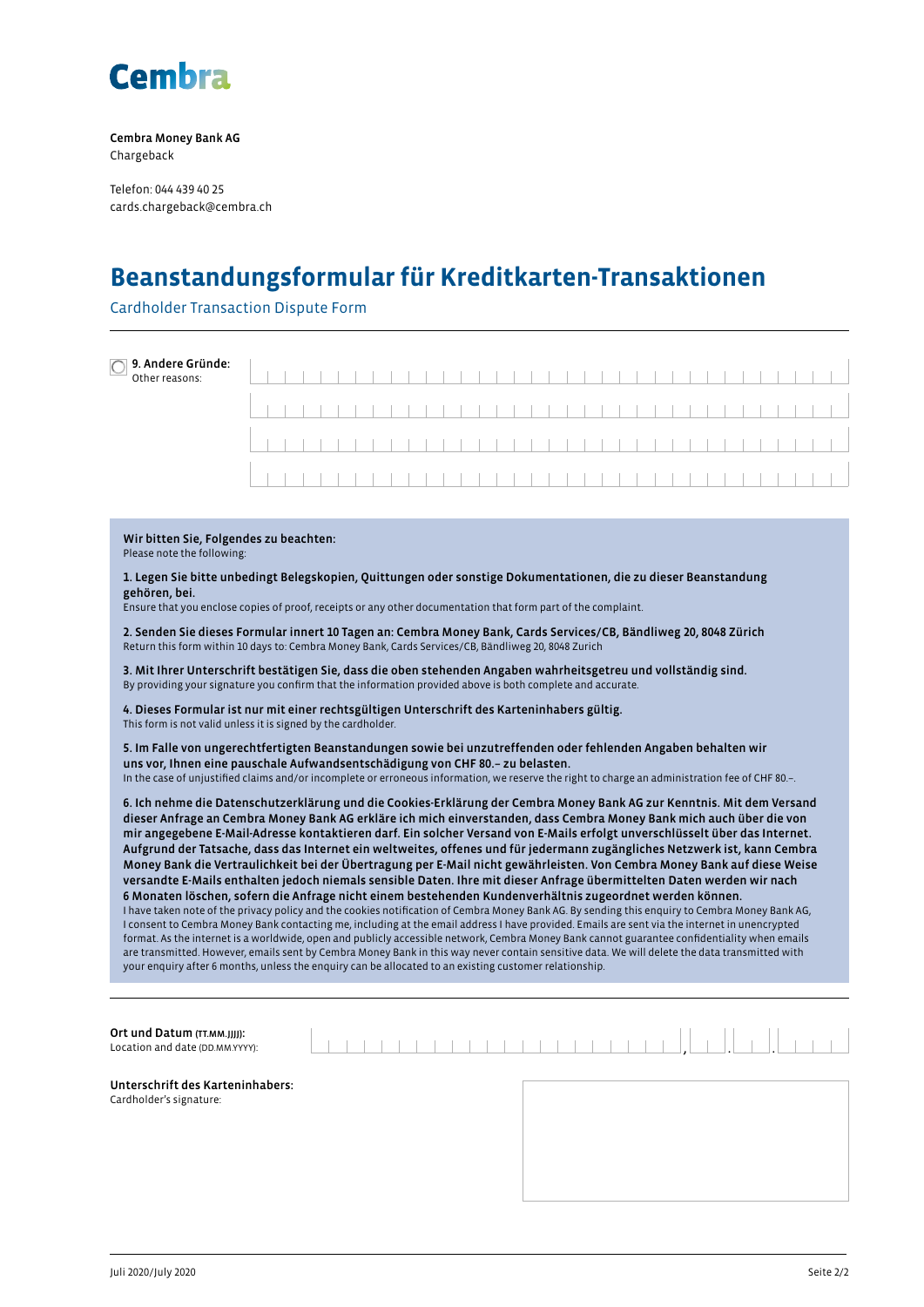Cembra

**Cembra Money Bank AG**
Chargeback

Telefon: 044 439 40 25
cards.chargeback@cembra.ch

# Beanstandungsformular für Kreditkarten-Transaktionen

Cardholder Transaction Dispute Form

---

- [ ] **9. Andere Gründe:**
  Other reasons:

---

**Wir bitten Sie, Folgendes zu beachten:**
Please note the following:

**1. Legen Sie bitte unbedingt Belegskopien, Quittungen oder sonstige Dokumentationen, die zu dieser Beanstandung gehören, bei.**
Ensure that you enclose copies of proof, receipts or any other documentation that form part of the complaint.

**2. Senden Sie dieses Formular innert 10 Tagen an: Cembra Money Bank, Cards Services/CB, Bändliweg 20, 8048 Zürich**
Return this form within 10 days to: Cembra Money Bank, Cards Services/CB, Bändliweg 20, 8048 Zurich

**3. Mit Ihrer Unterschrift bestätigen Sie, dass die oben stehenden Angaben wahrheitsgetreu und vollständig sind.**
By providing your signature you confirm that the information provided above is both complete and accurate.

**4. Dieses Formular ist nur mit einer rechtsgültigen Unterschrift des Karteninhabers gültig.**
This form is not valid unless it is signed by the cardholder.

**5. Im Falle von ungerechtfertigten Beanstandungen sowie bei unzutreffenden oder fehlenden Angaben behalten wir uns vor, Ihnen eine pauschale Aufwandsentschädigung von CHF 80.– zu belasten.**
In the case of unjustified claims and/or incomplete or erroneous information, we reserve the right to charge an administration fee of CHF 80.–.

**6. Ich nehme die Datenschutzerklärung und die Cookies-Erklärung der Cembra Money Bank AG zur Kenntnis. Mit dem Versand dieser Anfrage an Cembra Money Bank AG erkläre ich mich einverstanden, dass Cembra Money Bank mich auch über die von mir angegebene E-Mail-Adresse kontaktieren darf. Ein solcher Versand von E-Mails erfolgt unverschlüsselt über das Internet. Aufgrund der Tatsache, dass das Internet ein weltweites, offenes und für jedermann zugängliches Netzwerk ist, kann Cembra Money Bank die Vertraulichkeit bei der Übertragung per E-Mail nicht gewährleisten. Von Cembra Money Bank auf diese Weise versandte E-Mails enthalten jedoch niemals sensible Daten. Ihre mit dieser Anfrage übermittelten Daten werden wir nach 6 Monaten löschen, sofern die Anfrage nicht einem bestehenden Kundenverhältnis zugeordnet werden können.**
I have taken note of the privacy policy and the cookies notification of Cembra Money Bank AG. By sending this enquiry to Cembra Money Bank AG, I consent to Cembra Money Bank contacting me, including at the email address I have provided. Emails are sent via the internet in unencrypted format. As the internet is a worldwide, open and publicly accessible network, Cembra Money Bank cannot guarantee confidentiality when emails are transmitted. However, emails sent by Cembra Money Bank in this way never contain sensitive data. We will delete the data transmitted with your enquiry after 6 months, unless the enquiry can be allocated to an existing customer relationship.

---

**Ort und Datum (TT.MM.JJJJ):**
Location and date (DD.MM.YYYY):

**Unterschrift des Karteninhabers:**
Cardholder's signature:

Juli 2020/July 2020